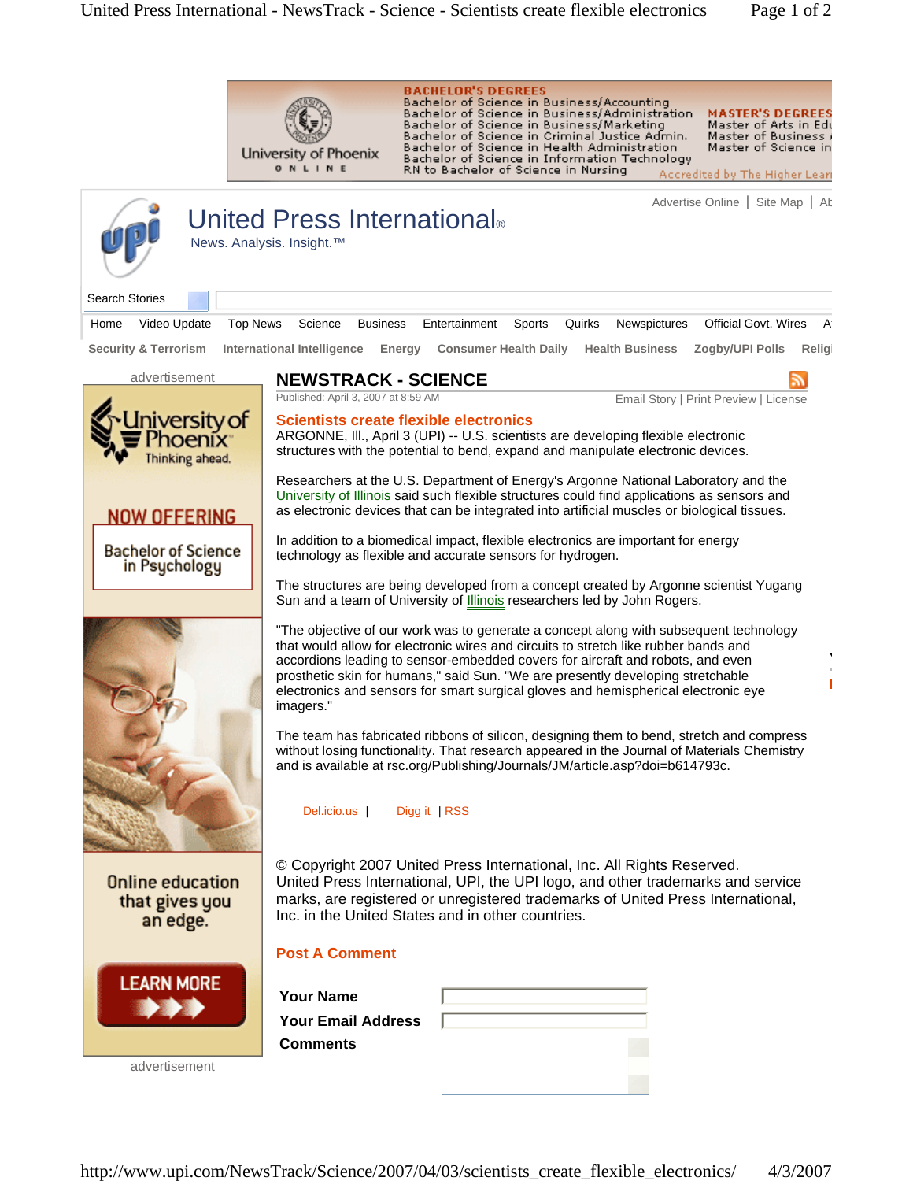# NEWSTRACK - SCIENCE

Published: April 3, 2007 at 8:59 AM

Email Story | Print Preview | License

## Scientists create flexible electronics

ARGONNE, Ill., April 3 (UPI) -- U.S. scientists are developing flexible electronic structures with the potential to bend, expand and manipulate electronic devices.

Researchers at the U.S. Department of Energy's Argonne National Laboratory and the University of Illinois said such flexible structures could find applications as sensors and as electronic devices that can be integrated into artificial muscles or biological tissues.

In addition to a biomedical impact, flexible electronics are important for energy technology as flexible and accurate sensors for hydrogen.

The structures are being developed from a concept created by Argonne scientist Yugang Sun and a team of University of Illinois researchers led by John Rogers.

"The objective of our work was to generate a concept along with subsequent technology that would allow for electronic wires and circuits to stretch like rubber bands and accordions leading to sensor-embedded covers for aircraft and robots, and even prosthetic skin for humans," said Sun. "We are presently developing stretchable electronics and sensors for smart surgical gloves and hemispherical electronic eye imagers."

The team has fabricated ribbons of silicon, designing them to bend, stretch and compress without losing functionality. That research appeared in the Journal of Materials Chemistry and is available at rsc.org/Publishing/Journals/JM/article.asp?doi=b614793c.

Del.icio.us | Digg it | RSS

© Copyright 2007 United Press International, Inc. All Rights Reserved.
United Press International, UPI, the UPI logo, and other trademarks and service marks, are registered or unregistered trademarks of United Press International, Inc. in the United States and in other countries.

### Post A Comment

**Your Name**

**Your Email Address**

**Comments**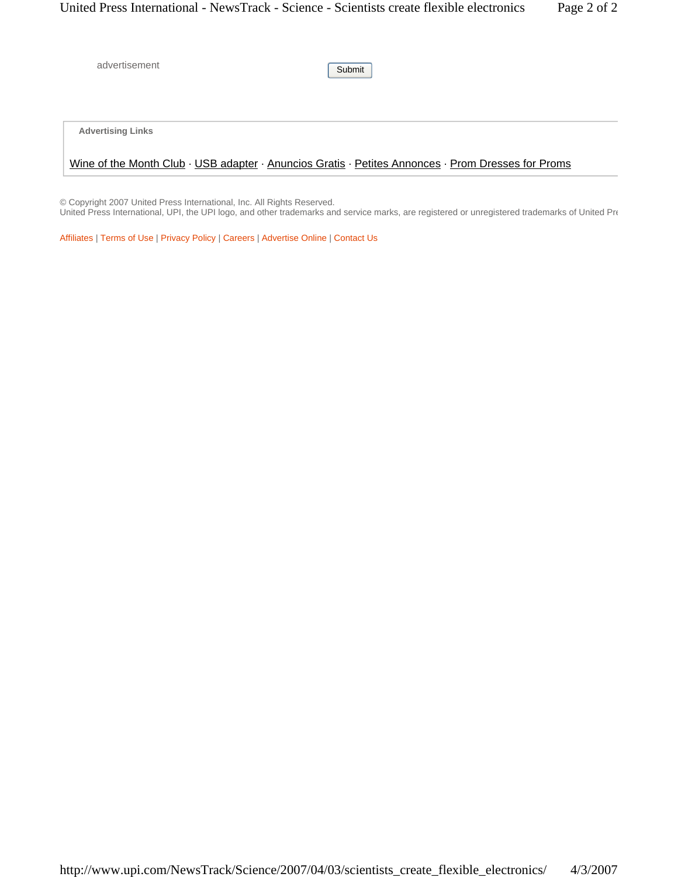advertisement

Submit

**Advertising Links**

Wine of the Month Club · USB adapter · Anuncios Gratis · Petites Annonces · Prom Dresses for Proms

© Copyright 2007 United Press International, Inc. All Rights Reserved.
United Press International, UPI, the UPI logo, and other trademarks and service marks, are registered or unregistered trademarks of United Pre

Affiliates | Terms of Use | Privacy Policy | Careers | Advertise Online | Contact Us